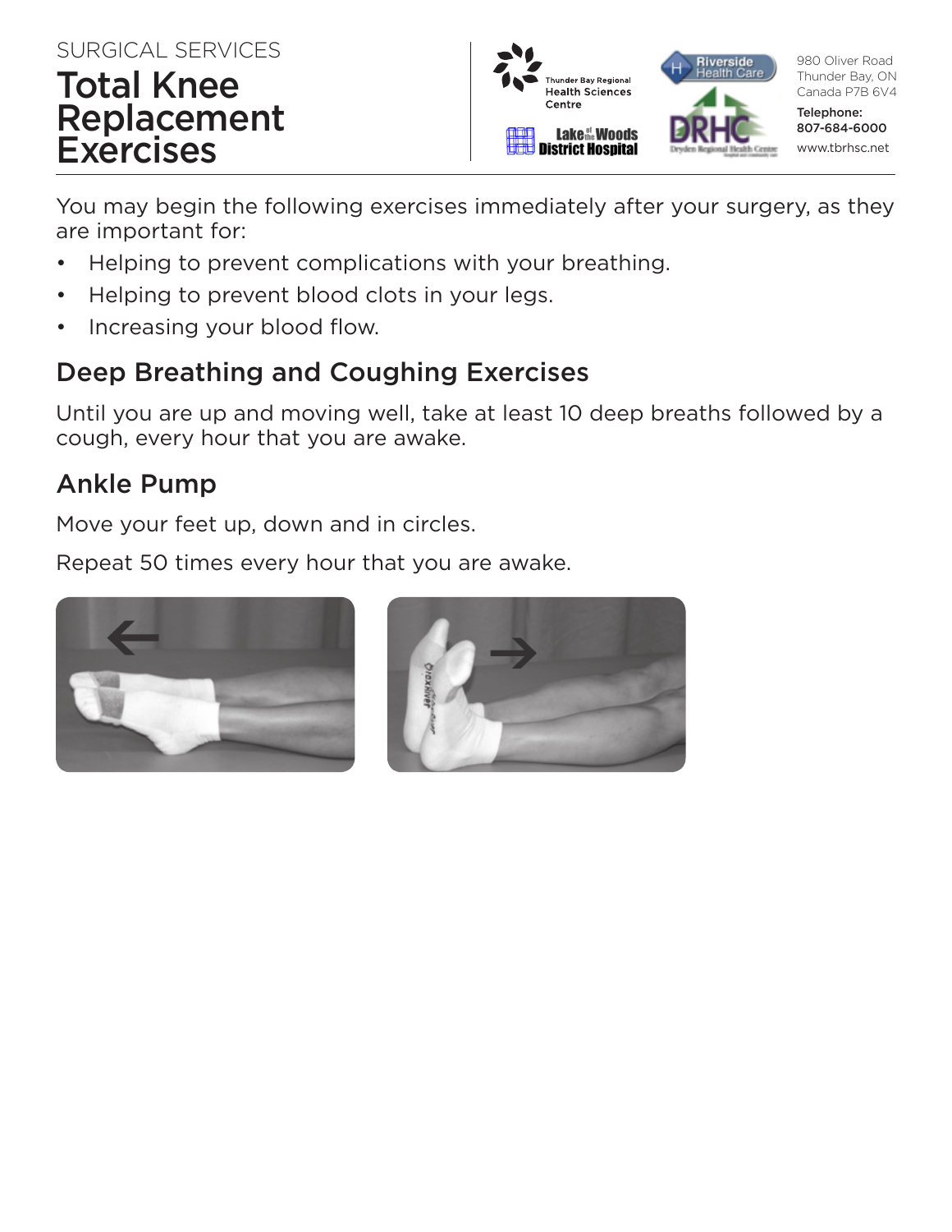SURGICAL SERVICES

# Total Knee Replacement Exercises

Thunder Bay Regional Health Sciences Centre

Lake of the Woods District Hospital

Riverside Health Care

DRHC Dryden Regional Health Centre

980 Oliver Road
Thunder Bay, ON
Canada P7B 6V4

**Telephone:**
**807-684-6000**

www.tbrhsc.net

You may begin the following exercises immediately after your surgery, as they are important for:

- Helping to prevent complications with your breathing.
- Helping to prevent blood clots in your legs.
- Increasing your blood flow.

## Deep Breathing and Coughing Exercises

Until you are up and moving well, take at least 10 deep breaths followed by a cough, every hour that you are awake.

## Ankle Pump

Move your feet up, down and in circles.

Repeat 50 times every hour that you are awake.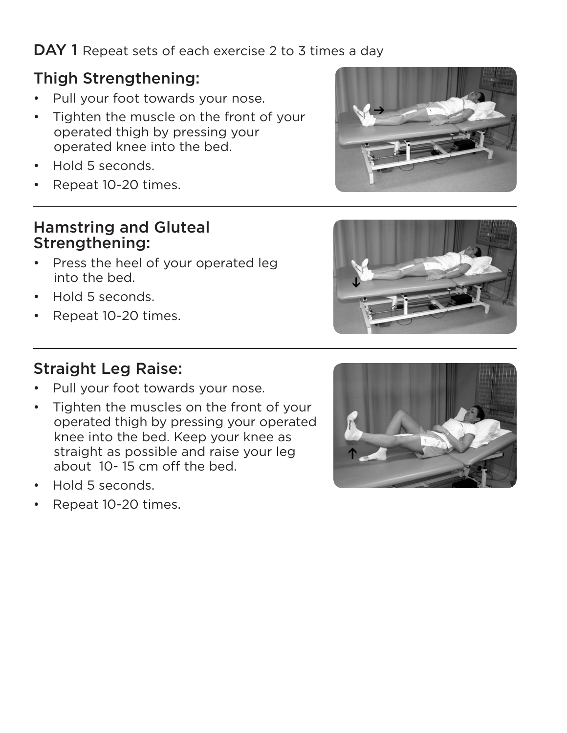**DAY 1** Repeat sets of each exercise 2 to 3 times a day

## Thigh Strengthening:

- Pull your foot towards your nose.
- Tighten the muscle on the front of your operated thigh by pressing your operated knee into the bed.
- Hold 5 seconds.
- Repeat 10-20 times.

---

## Hamstring and Gluteal Strengthening:

- Press the heel of your operated leg into the bed.
- Hold 5 seconds.
- Repeat 10-20 times.

---

## Straight Leg Raise:

- Pull your foot towards your nose.
- Tighten the muscles on the front of your operated thigh by pressing your operated knee into the bed. Keep your knee as straight as possible and raise your leg about 10- 15 cm off the bed.
- Hold 5 seconds.
- Repeat 10-20 times.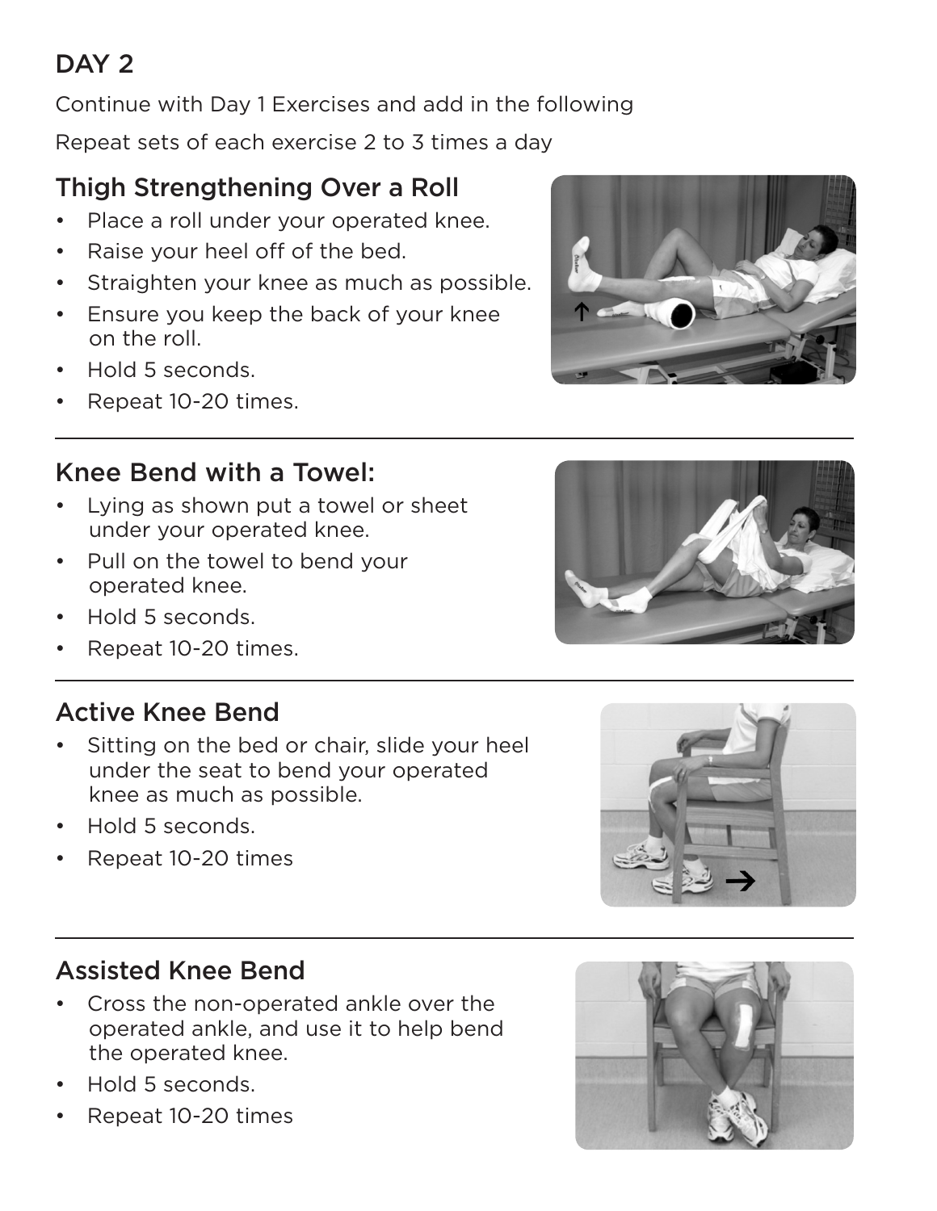# DAY 2

Continue with Day 1 Exercises and add in the following

Repeat sets of each exercise 2 to 3 times a day

## Thigh Strengthening Over a Roll

- Place a roll under your operated knee.
- Raise your heel off of the bed.
- Straighten your knee as much as possible.
- Ensure you keep the back of your knee on the roll.
- Hold 5 seconds.
- Repeat 10-20 times.

---

## Knee Bend with a Towel:

- Lying as shown put a towel or sheet under your operated knee.
- Pull on the towel to bend your operated knee.
- Hold 5 seconds.
- Repeat 10-20 times.

---

## Active Knee Bend

- Sitting on the bed or chair, slide your heel under the seat to bend your operated knee as much as possible.
- Hold 5 seconds.
- Repeat 10-20 times

---

## Assisted Knee Bend

- Cross the non-operated ankle over the operated ankle, and use it to help bend the operated knee.
- Hold 5 seconds.
- Repeat 10-20 times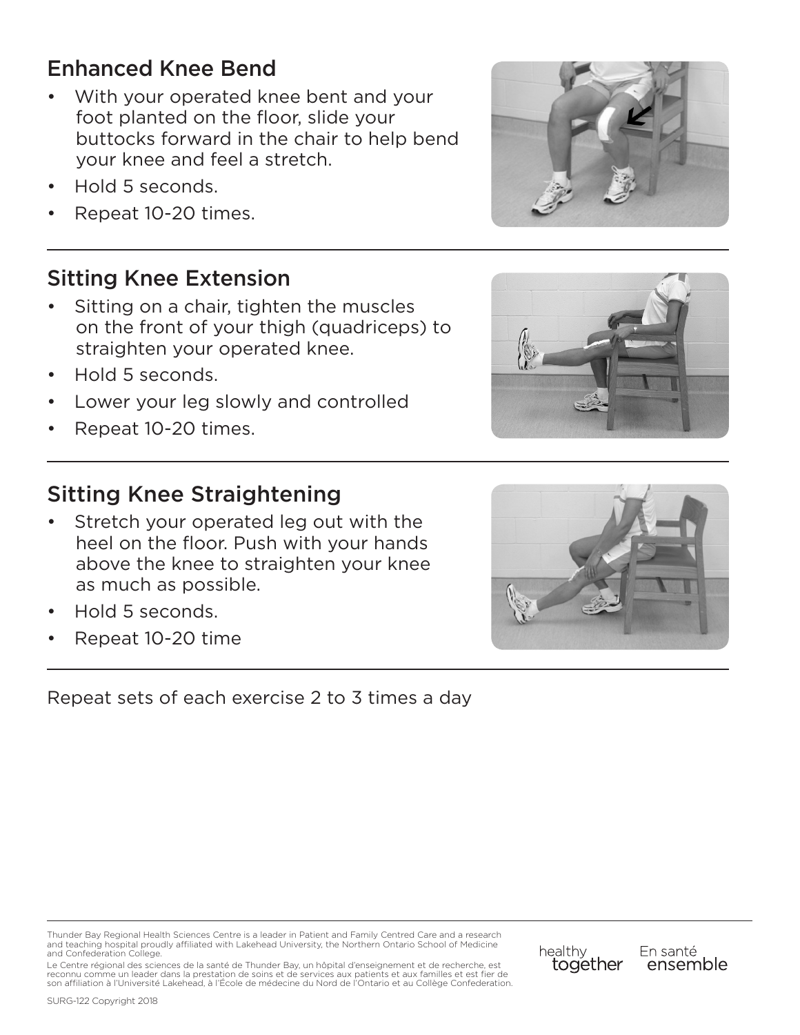## Enhanced Knee Bend

- With your operated knee bent and your foot planted on the floor, slide your buttocks forward in the chair to help bend your knee and feel a stretch.
- Hold 5 seconds.
- Repeat 10-20 times.

## Sitting Knee Extension

- Sitting on a chair, tighten the muscles on the front of your thigh (quadriceps) to straighten your operated knee.
- Hold 5 seconds.
- Lower your leg slowly and controlled
- Repeat 10-20 times.

## Sitting Knee Straightening

- Stretch your operated leg out with the heel on the floor. Push with your hands above the knee to straighten your knee as much as possible.
- Hold 5 seconds.
- Repeat 10-20 time

Repeat sets of each exercise 2 to 3 times a day

Thunder Bay Regional Health Sciences Centre is a leader in Patient and Family Centred Care and a research and teaching hospital proudly affiliated with Lakehead University, the Northern Ontario School of Medicine and Confederation College.

Le Centre régional des sciences de la santé de Thunder Bay, un hôpital d'enseignement et de recherche, est reconnu comme un leader dans la prestation de soins et de services aux patients et aux familles et est fier de son affiliation à l'Université Lakehead, à l'École de médecine du Nord de l'Ontario et au Collège Confederation.

healthy together En santé ensemble

SURG-122 Copyright 2018